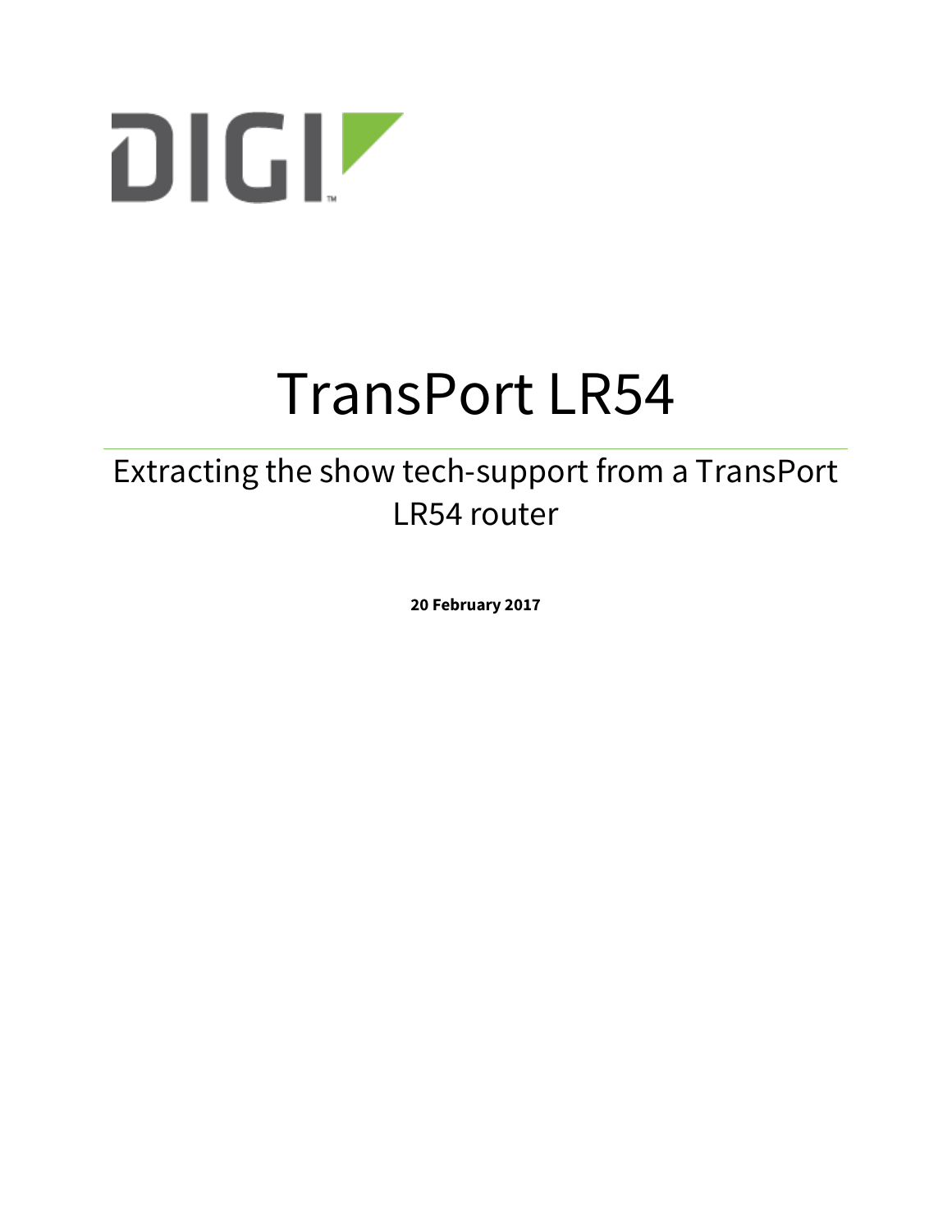DIGI

# TransPort LR54

## Extracting the show tech-support from a TransPort LR54 router

**20 February 2017**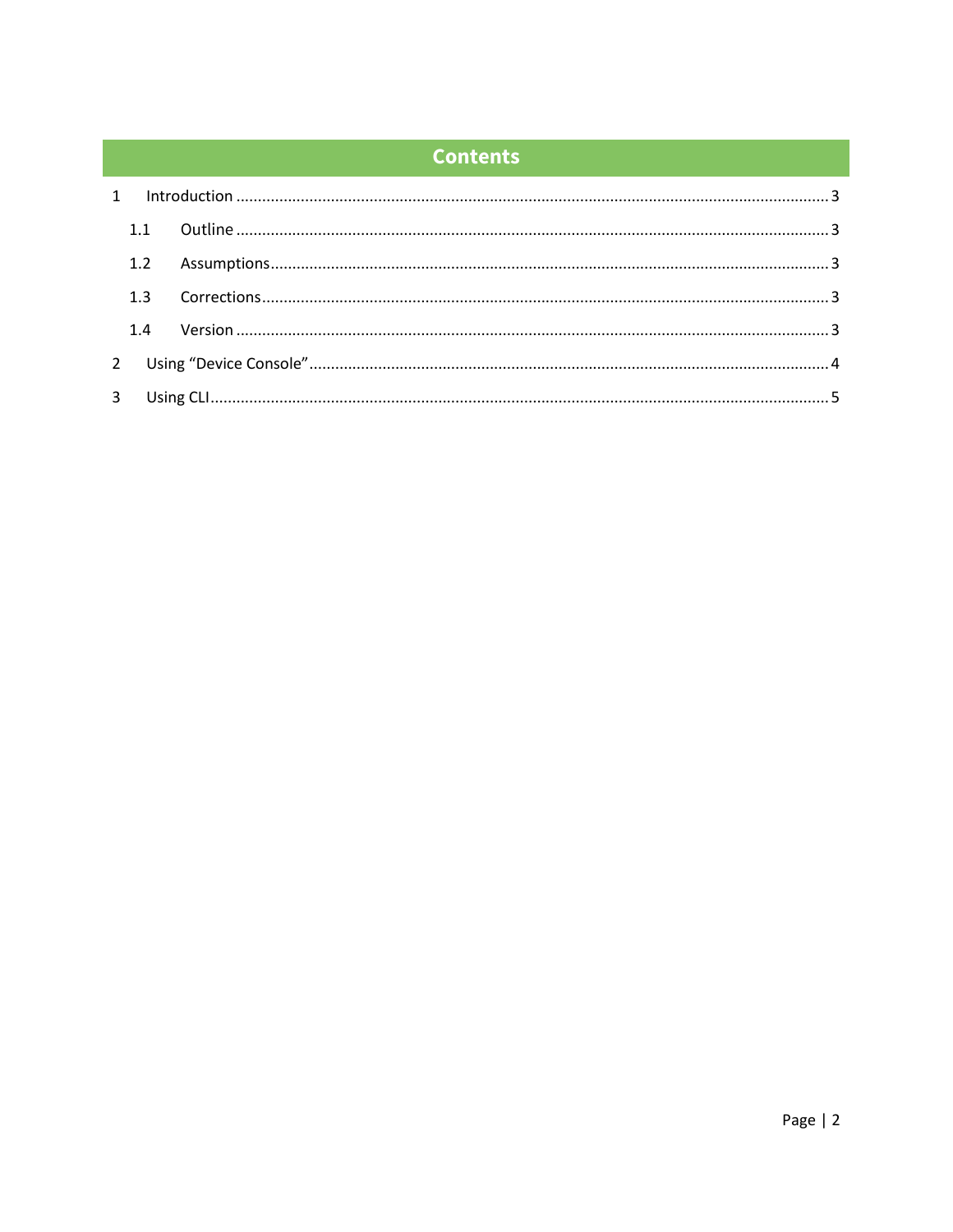# Contents

1 Introduction ........................................................................................................................ 3

  1.1 Outline ........................................................................................................................ 3

  1.2 Assumptions ................................................................................................................ 3

  1.3 Corrections .................................................................................................................. 3

  1.4 Version ........................................................................................................................ 3

2 Using “Device Console” ........................................................................................................ 4

3 Using CLI ............................................................................................................................... 5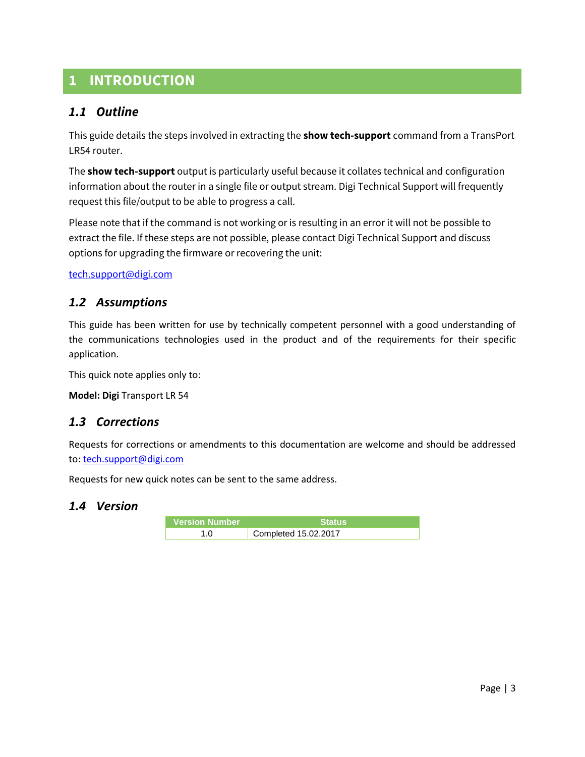# 1 INTRODUCTION

## 1.1 Outline

This guide details the steps involved in extracting the **show tech-support** command from a TransPort LR54 router.

The **show tech-support** output is particularly useful because it collates technical and configuration information about the router in a single file or output stream. Digi Technical Support will frequently request this file/output to be able to progress a call.

Please note that if the command is not working or is resulting in an error it will not be possible to extract the file. If these steps are not possible, please contact Digi Technical Support and discuss options for upgrading the firmware or recovering the unit:

tech.support@digi.com

## 1.2 Assumptions

This guide has been written for use by technically competent personnel with a good understanding of the communications technologies used in the product and of the requirements for their specific application.

This quick note applies only to:

**Model: Digi** Transport LR 54

## 1.3 Corrections

Requests for corrections or amendments to this documentation are welcome and should be addressed to: tech.support@digi.com

Requests for new quick notes can be sent to the same address.

## 1.4 Version

| Version Number | Status |
|---|---|
| 1.0 | Completed 15.02.2017 |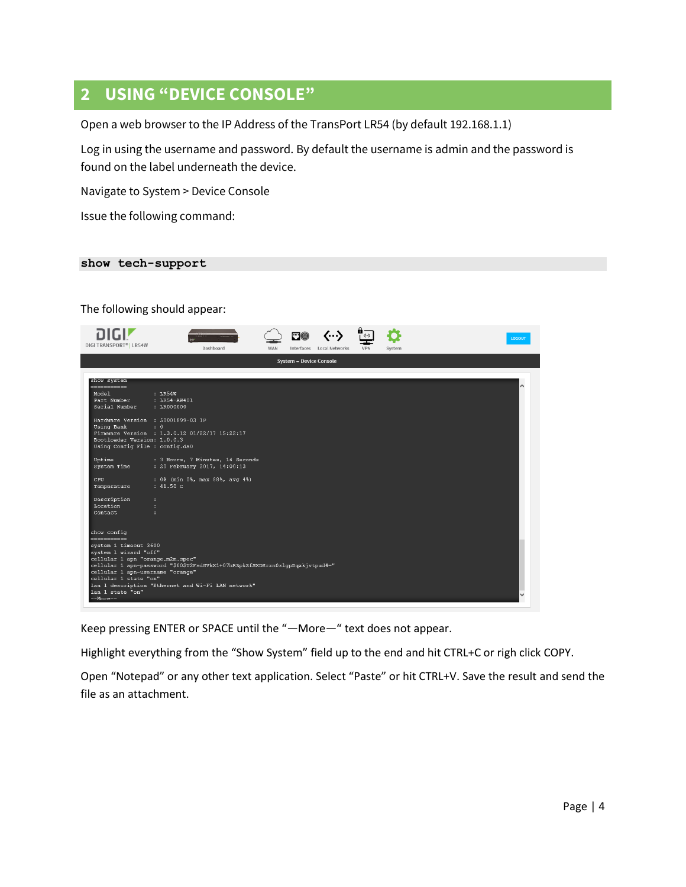## 2 USING "DEVICE CONSOLE"

Open a web browser to the IP Address of the TransPort LR54 (by default 192.168.1.1)

Log in using the username and password. By default the username is admin and the password is found on the label underneath the device.

Navigate to System > Device Console

Issue the following command:

```
show tech-support
```

The following should appear:

Keep pressing ENTER or SPACE until the "—More—" text does not appear.

Highlight everything from the "Show System" field up to the end and hit CTRL+C or righ click COPY.

Open "Notepad" or any other text application. Select "Paste" or hit CTRL+V. Save the result and send the file as an attachment.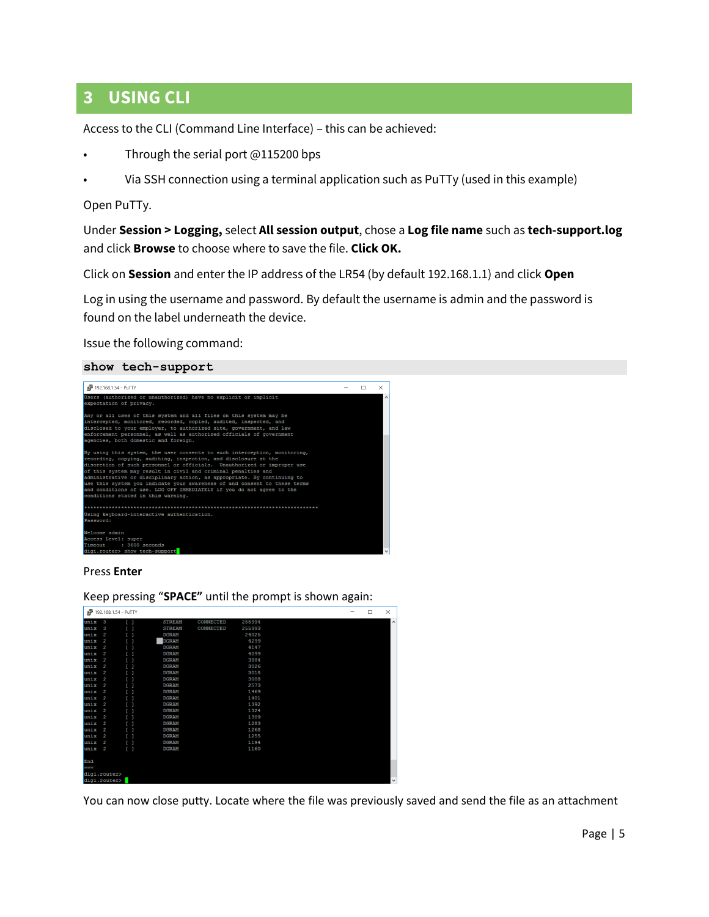# 3 USING CLI

Access to the CLI (Command Line Interface) – this can be achieved:

- Through the serial port @115200 bps
- Via SSH connection using a terminal application such as PuTTy (used in this example)

Open PuTTy.

Under **Session > Logging,** select **All session output**, chose a **Log file name** such as **tech-support.log** and click **Browse** to choose where to save the file. **Click OK.**

Click on **Session** and enter the IP address of the LR54 (by default 192.168.1.1) and click **Open**

Log in using the username and password. By default the username is admin and the password is found on the label underneath the device.

Issue the following command:

```
show tech-support
```

Press **Enter**

Keep pressing "**SPACE"** until the prompt is shown again:

You can now close putty. Locate where the file was previously saved and send the file as an attachment